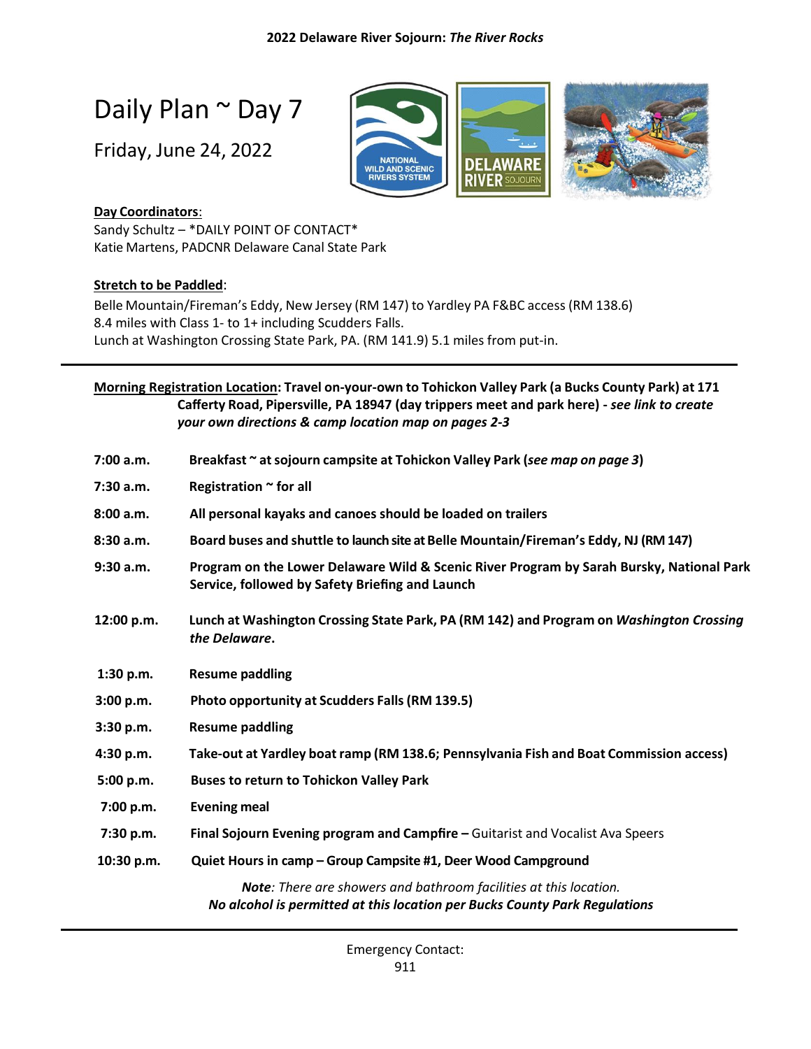**2022 Delaware River Sojourn: *The River Rocks***

# Daily Plan ~ Day 7

Friday, June 24, 2022

**Day Coordinators**:
Sandy Schultz – *DAILY POINT OF CONTACT*
Katie Martens, PADCNR Delaware Canal State Park

**Stretch to be Paddled**:
Belle Mountain/Fireman's Eddy, New Jersey (RM 147) to Yardley PA F&BC access (RM 138.6)
8.4 miles with Class 1- to 1+ including Scudders Falls.
Lunch at Washington Crossing State Park, PA. (RM 141.9) 5.1 miles from put-in.

---

**Morning Registration Location**: **Travel on-your-own to Tohickon Valley Park (a Bucks County Park) at 171 Cafferty Road, Pipersville, PA 18947 (day trippers meet and park here) - *see link to create your own directions & camp location map on pages 2-3***

| Time | Activity |
|---|---|
| **7:00 a.m.** | **Breakfast ~ at sojourn campsite at Tohickon Valley Park (*see map on page 3*)** |
| **7:30 a.m.** | **Registration ~ for all** |
| **8:00 a.m.** | **All personal kayaks and canoes should be loaded on trailers** |
| **8:30 a.m.** | **Board buses and shuttle to launch site at Belle Mountain/Fireman's Eddy, NJ (RM 147)** |
| **9:30 a.m.** | **Program on the Lower Delaware Wild & Scenic River Program by Sarah Bursky, National Park Service, followed by Safety Briefing and Launch** |
| **12:00 p.m.** | **Lunch at Washington Crossing State Park, PA (RM 142) and Program on *Washington Crossing the Delaware*.** |
| **1:30 p.m.** | **Resume paddling** |
| **3:00 p.m.** | **Photo opportunity at Scudders Falls (RM 139.5)** |
| **3:30 p.m.** | **Resume paddling** |
| **4:30 p.m.** | **Take-out at Yardley boat ramp (RM 138.6; Pennsylvania Fish and Boat Commission access)** |
| **5:00 p.m.** | **Buses to return to Tohickon Valley Park** |
| **7:00 p.m.** | **Evening meal** |
| **7:30 p.m.** | **Final Sojourn Evening program and Campfire –** Guitarist and Vocalist Ava Speers |
| **10:30 p.m.** | **Quiet Hours in camp – Group Campsite #1, Deer Wood Campground** |

***Note**: There are showers and bathroom facilities at this location.*
***No alcohol is permitted at this location per Bucks County Park Regulations***

---

Emergency Contact:
911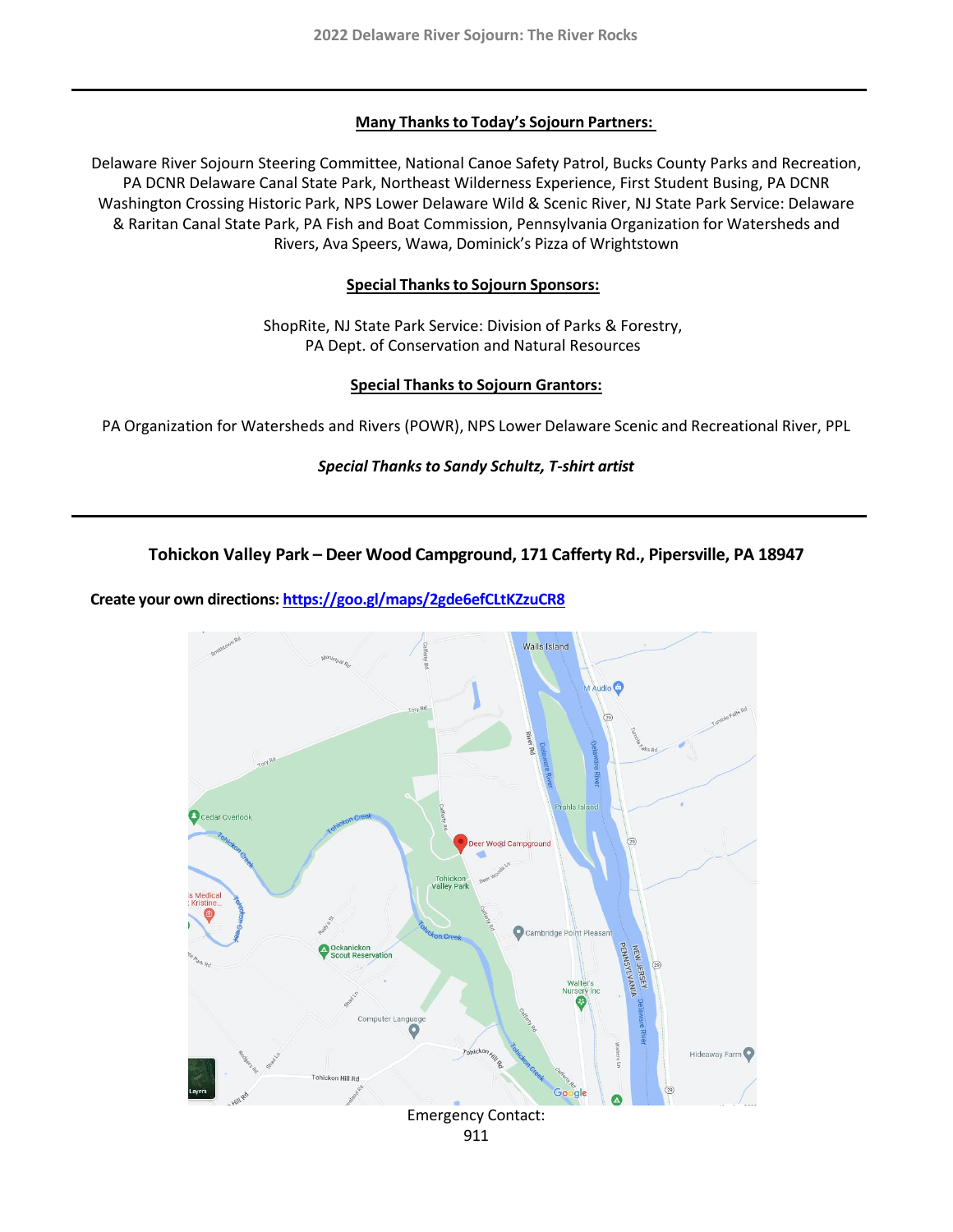**Many Thanks to Today's Sojourn Partners:**

Delaware River Sojourn Steering Committee, National Canoe Safety Patrol, Bucks County Parks and Recreation, PA DCNR Delaware Canal State Park, Northeast Wilderness Experience, First Student Busing, PA DCNR Washington Crossing Historic Park, NPS Lower Delaware Wild & Scenic River, NJ State Park Service: Delaware & Raritan Canal State Park, PA Fish and Boat Commission, Pennsylvania Organization for Watersheds and Rivers, Ava Speers, Wawa, Dominick's Pizza of Wrightstown

**Special Thanks to Sojourn Sponsors:**

ShopRite, NJ State Park Service: Division of Parks & Forestry,
PA Dept. of Conservation and Natural Resources

**Special Thanks to Sojourn Grantors:**

PA Organization for Watersheds and Rivers (POWR), NPS Lower Delaware Scenic and Recreational River, PPL

***Special Thanks to Sandy Schultz, T-shirt artist***

---

**Tohickon Valley Park – Deer Wood Campground, 171 Cafferty Rd., Pipersville, PA 18947**

**Create your own directions: https://goo.gl/maps/2gde6efCLtKZzuCR8**

Emergency Contact:
911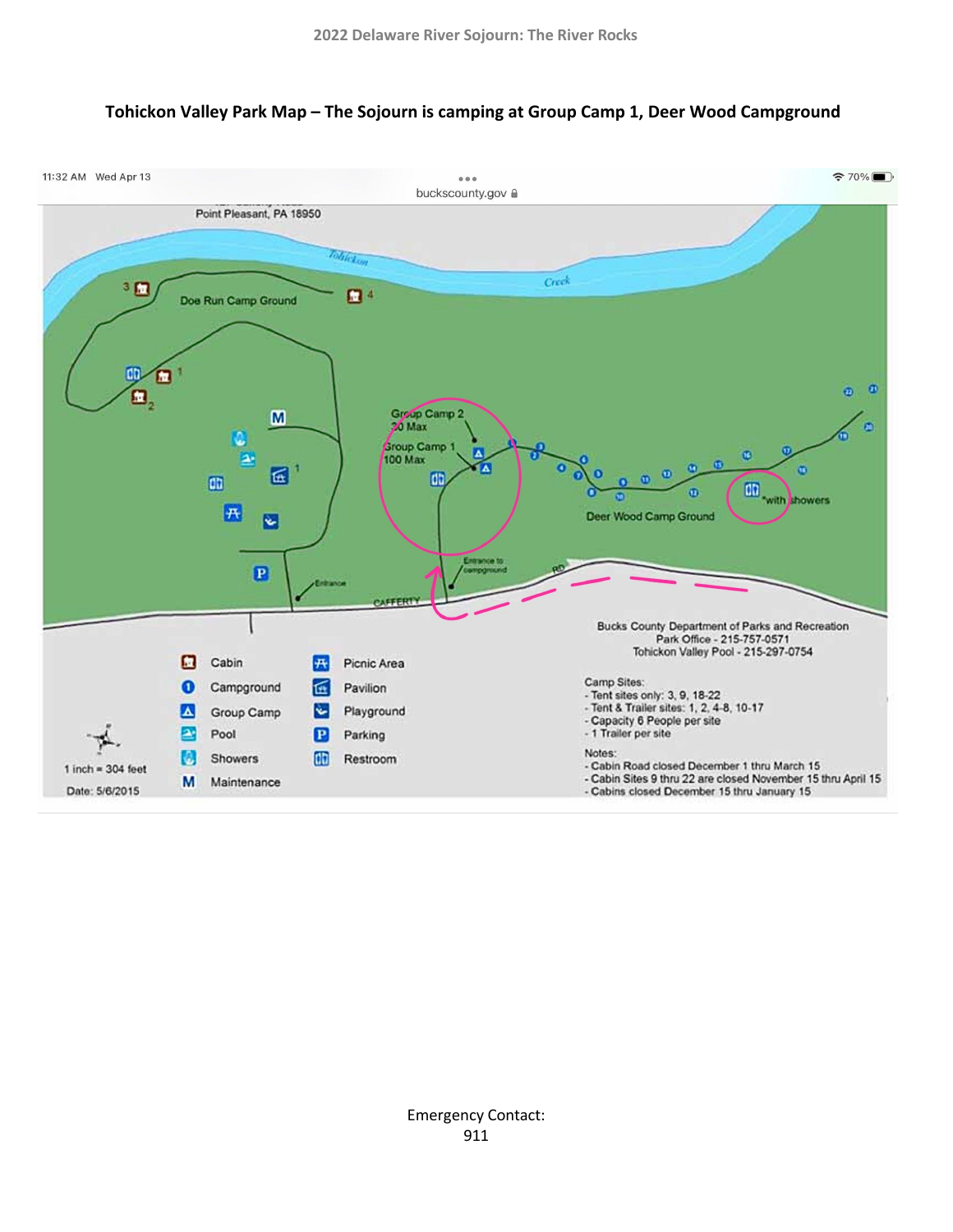**Tohickon Valley Park Map – The Sojourn is camping at Group Camp 1, Deer Wood Campground**

11:32 AM Wed Apr 13

buckscounty.gov

Point Pleasant, PA 18950

Tohickon Creek

Doe Run Camp Ground

Group Camp 2
30 Max

Group Camp 1
100 Max

*with showers

Deer Wood Camp Ground

Entrance

Entrance to campground

CAFFERTY RD

Cabin
Campground
Group Camp
Pool
Showers
Maintenance
Picnic Area
Pavilion
Playground
Parking
Restroom

1 inch = 304 feet

Date: 5/6/2015

Bucks County Department of Parks and Recreation
Park Office - 215-757-0571
Tohickon Valley Pool - 215-297-0754

Camp Sites:
- Tent sites only: 3, 9, 18-22
- Tent & Trailer sites: 1, 2, 4-8, 10-17
- Capacity 6 People per site
- 1 Trailer per site

Notes:
- Cabin Road closed December 1 thru March 15
- Cabin Sites 9 thru 22 are closed November 15 thru April 15
- Cabins closed December 15 thru January 15

Emergency Contact:
911